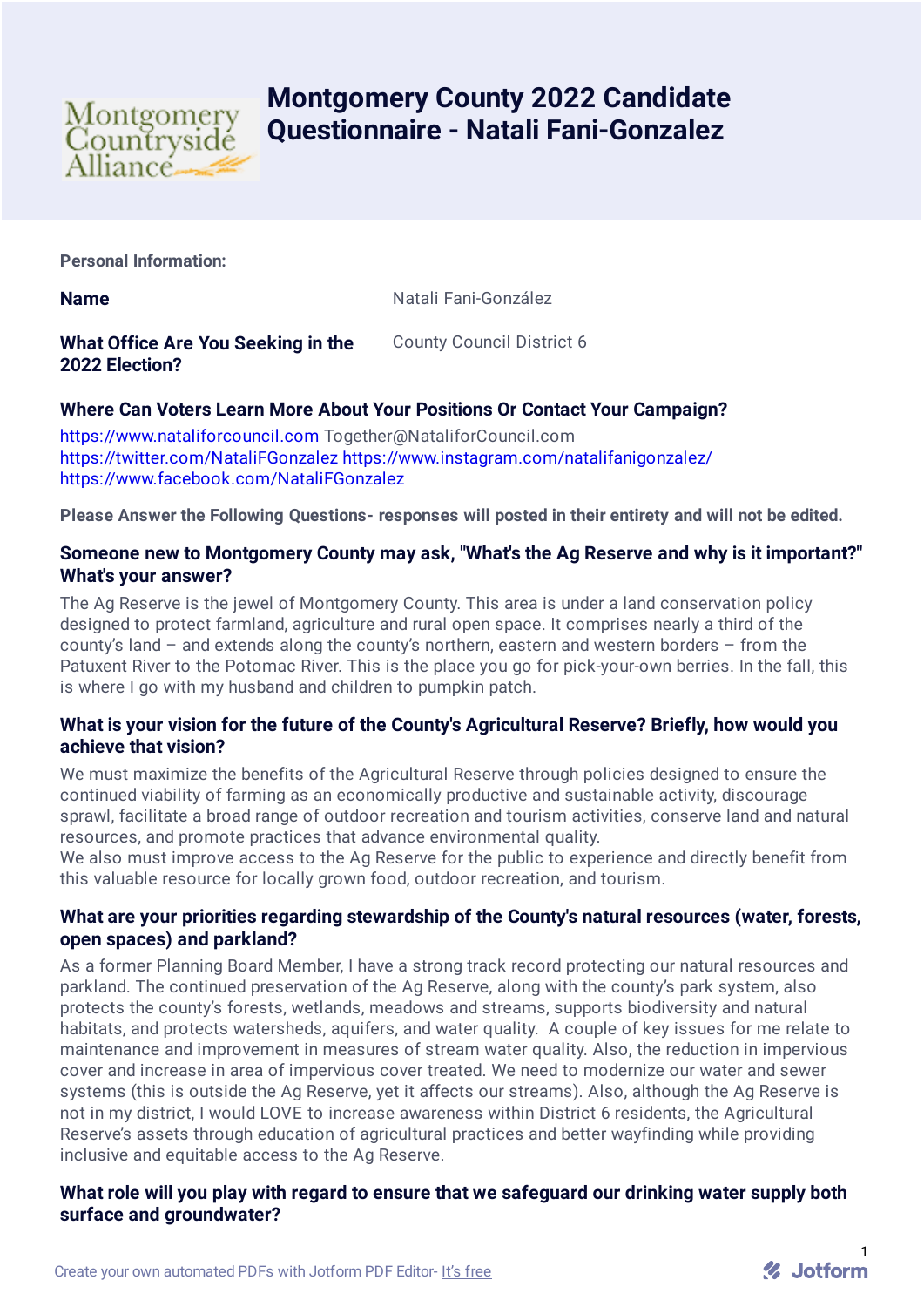# Montgomery County 2022 Candidate Questionnaire - Natali Fani-Gonzalez

**Personal Information:**

| | |
|---|---|
| **Name** | Natali Fani-González |
| **What Office Are You Seeking in the 2022 Election?** | County Council District 6 |

### Where Can Voters Learn More About Your Positions Or Contact Your Campaign?

https://www.nataliforcouncil.com Together@NataliforCouncil.com
https://twitter.com/NataliFGonzalez https://www.instagram.com/natalifanigonzalez/
https://www.facebook.com/NataliFGonzalez

**Please Answer the Following Questions- responses will posted in their entirety and will not be edited.**

### Someone new to Montgomery County may ask, "What's the Ag Reserve and why is it important?" What's your answer?

The Ag Reserve is the jewel of Montgomery County. This area is under a land conservation policy designed to protect farmland, agriculture and rural open space. It comprises nearly a third of the county's land – and extends along the county's northern, eastern and western borders – from the Patuxent River to the Potomac River. This is the place you go for pick-your-own berries. In the fall, this is where I go with my husband and children to pumpkin patch.

### What is your vision for the future of the County's Agricultural Reserve? Briefly, how would you achieve that vision?

We must maximize the benefits of the Agricultural Reserve through policies designed to ensure the continued viability of farming as an economically productive and sustainable activity, discourage sprawl, facilitate a broad range of outdoor recreation and tourism activities, conserve land and natural resources, and promote practices that advance environmental quality.
We also must improve access to the Ag Reserve for the public to experience and directly benefit from this valuable resource for locally grown food, outdoor recreation, and tourism.

### What are your priorities regarding stewardship of the County's natural resources (water, forests, open spaces) and parkland?

As a former Planning Board Member, I have a strong track record protecting our natural resources and parkland. The continued preservation of the Ag Reserve, along with the county's park system, also protects the county's forests, wetlands, meadows and streams, supports biodiversity and natural habitats, and protects watersheds, aquifers, and water quality. A couple of key issues for me relate to maintenance and improvement in measures of stream water quality. Also, the reduction in impervious cover and increase in area of impervious cover treated. We need to modernize our water and sewer systems (this is outside the Ag Reserve, yet it affects our streams). Also, although the Ag Reserve is not in my district, I would LOVE to increase awareness within District 6 residents, the Agricultural Reserve's assets through education of agricultural practices and better wayfinding while providing inclusive and equitable access to the Ag Reserve.

### What role will you play with regard to ensure that we safeguard our drinking water supply both surface and groundwater?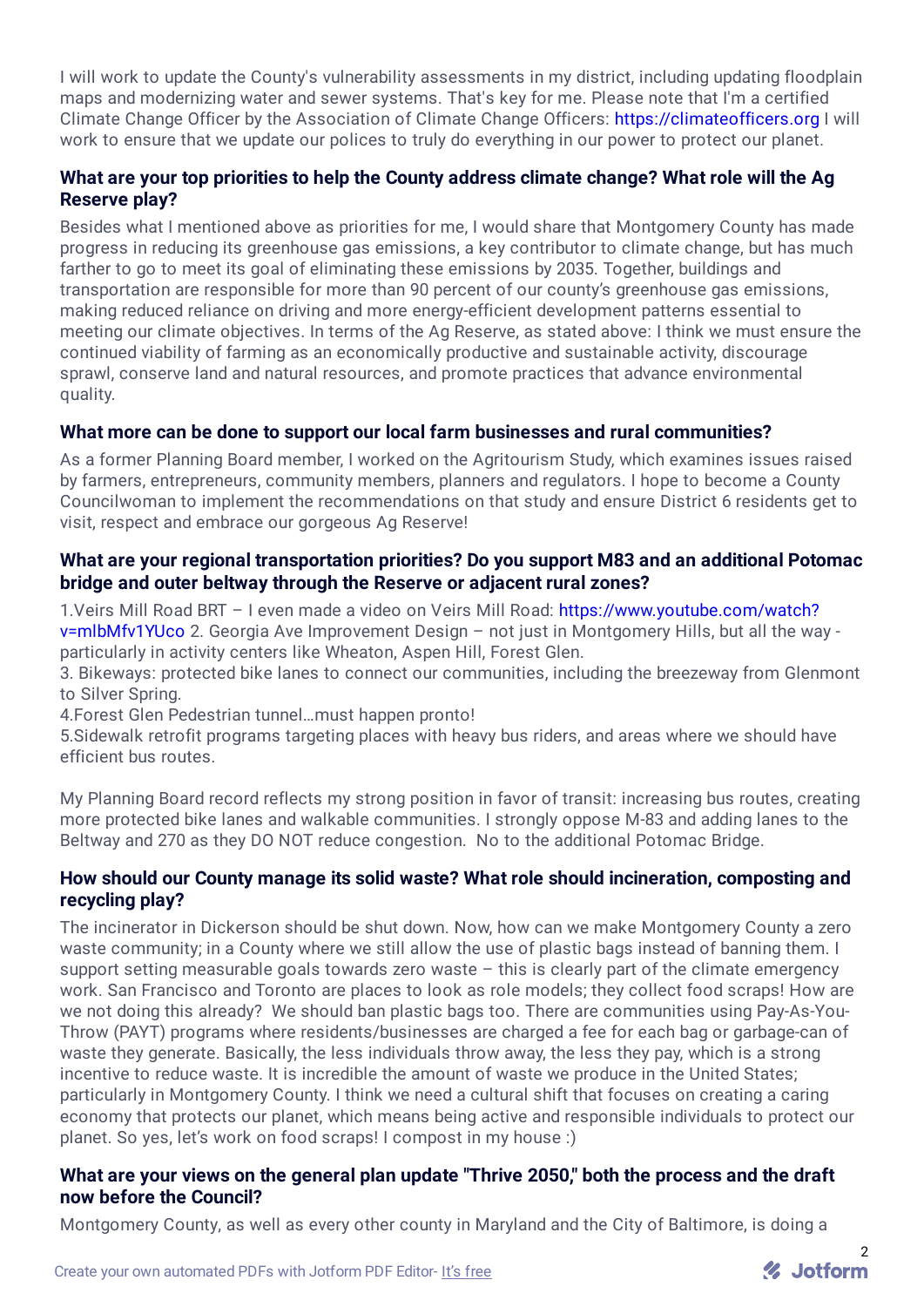I will work to update the County's vulnerability assessments in my district, including updating floodplain maps and modernizing water and sewer systems. That's key for me. Please note that I'm a certified Climate Change Officer by the Association of Climate Change Officers: https://climateofficers.org I will work to ensure that we update our polices to truly do everything in our power to protect our planet.

### What are your top priorities to help the County address climate change? What role will the Ag Reserve play?

Besides what I mentioned above as priorities for me, I would share that Montgomery County has made progress in reducing its greenhouse gas emissions, a key contributor to climate change, but has much farther to go to meet its goal of eliminating these emissions by 2035. Together, buildings and transportation are responsible for more than 90 percent of our county's greenhouse gas emissions, making reduced reliance on driving and more energy-efficient development patterns essential to meeting our climate objectives. In terms of the Ag Reserve, as stated above: I think we must ensure the continued viability of farming as an economically productive and sustainable activity, discourage sprawl, conserve land and natural resources, and promote practices that advance environmental quality.

### What more can be done to support our local farm businesses and rural communities?

As a former Planning Board member, I worked on the Agritourism Study, which examines issues raised by farmers, entrepreneurs, community members, planners and regulators. I hope to become a County Councilwoman to implement the recommendations on that study and ensure District 6 residents get to visit, respect and embrace our gorgeous Ag Reserve!

### What are your regional transportation priorities? Do you support M83 and an additional Potomac bridge and outer beltway through the Reserve or adjacent rural zones?

1.Veirs Mill Road BRT – I even made a video on Veirs Mill Road: https://www.youtube.com/watch?v=mlbMfv1YUco 2. Georgia Ave Improvement Design – not just in Montgomery Hills, but all the way - particularly in activity centers like Wheaton, Aspen Hill, Forest Glen.
3. Bikeways: protected bike lanes to connect our communities, including the breezeway from Glenmont to Silver Spring.
4.Forest Glen Pedestrian tunnel…must happen pronto!
5.Sidewalk retrofit programs targeting places with heavy bus riders, and areas where we should have efficient bus routes.

My Planning Board record reflects my strong position in favor of transit: increasing bus routes, creating more protected bike lanes and walkable communities. I strongly oppose M-83 and adding lanes to the Beltway and 270 as they DO NOT reduce congestion. No to the additional Potomac Bridge.

### How should our County manage its solid waste? What role should incineration, composting and recycling play?

The incinerator in Dickerson should be shut down. Now, how can we make Montgomery County a zero waste community; in a County where we still allow the use of plastic bags instead of banning them. I support setting measurable goals towards zero waste – this is clearly part of the climate emergency work. San Francisco and Toronto are places to look as role models; they collect food scraps! How are we not doing this already? We should ban plastic bags too. There are communities using Pay-As-You-Throw (PAYT) programs where residents/businesses are charged a fee for each bag or garbage-can of waste they generate. Basically, the less individuals throw away, the less they pay, which is a strong incentive to reduce waste. It is incredible the amount of waste we produce in the United States; particularly in Montgomery County. I think we need a cultural shift that focuses on creating a caring economy that protects our planet, which means being active and responsible individuals to protect our planet. So yes, let's work on food scraps! I compost in my house :)

### What are your views on the general plan update "Thrive 2050," both the process and the draft now before the Council?

Montgomery County, as well as every other county in Maryland and the City of Baltimore, is doing a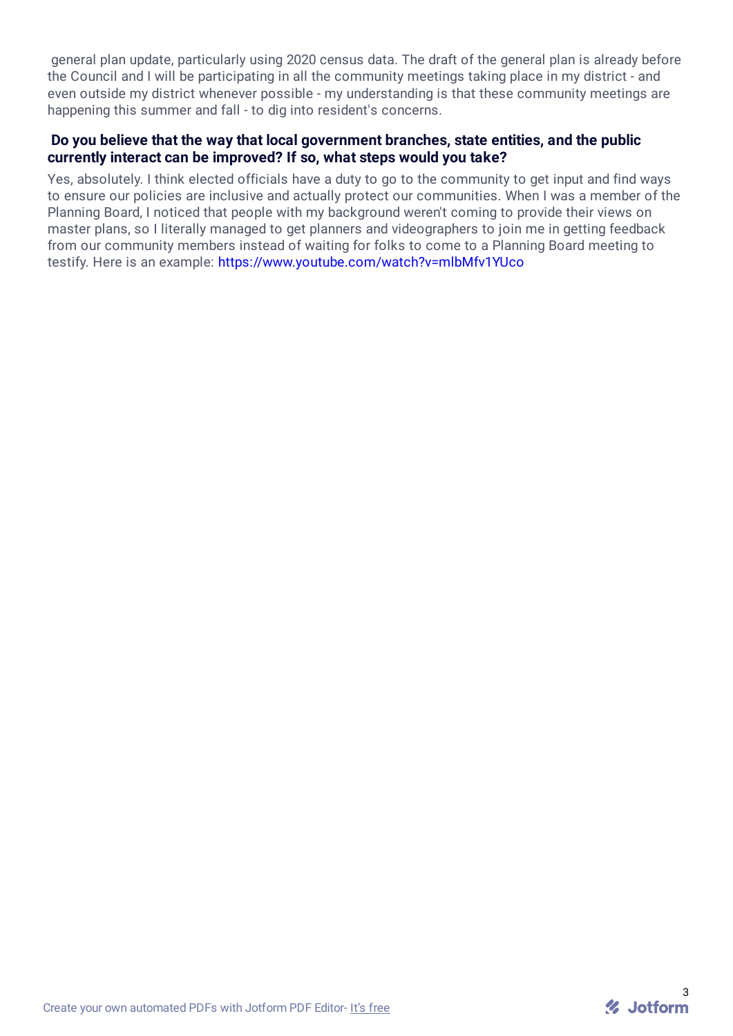general plan update, particularly using 2020 census data. The draft of the general plan is already before the Council and I will be participating in all the community meetings taking place in my district - and even outside my district whenever possible - my understanding is that these community meetings are happening this summer and fall - to dig into resident's concerns.

**Do you believe that the way that local government branches, state entities, and the public currently interact can be improved? If so, what steps would you take?**

Yes, absolutely. I think elected officials have a duty to go to the community to get input and find ways to ensure our policies are inclusive and actually protect our communities. When I was a member of the Planning Board, I noticed that people with my background weren't coming to provide their views on master plans, so I literally managed to get planners and videographers to join me in getting feedback from our community members instead of waiting for folks to come to a Planning Board meeting to testify. Here is an example: https://www.youtube.com/watch?v=mlbMfv1YUco